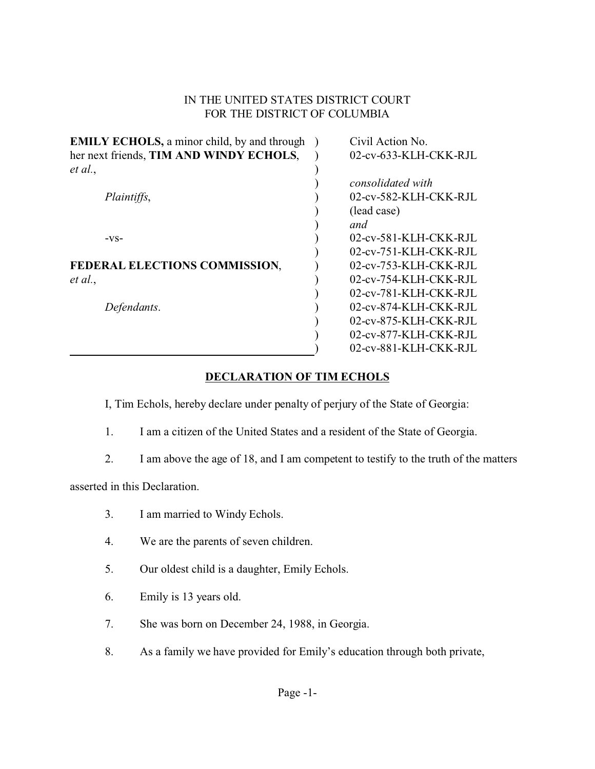IN THE UNITED STATES DISTRICT COURT
FOR THE DISTRICT OF COLUMBIA

| | | |
|---|---|---|
| **EMILY ECHOLS,** a minor child, by and through her next friends, **TIM AND WINDY ECHOLS**, *et al.*, | ) | Civil Action No. 02-cv-633-KLH-CKK-RJL |
| *Plaintiffs*, | ) | *consolidated with* 02-cv-582-KLH-CKK-RJL (lead case) |
| -vs- | ) | *and* 02-cv-581-KLH-CKK-RJL |
| **FEDERAL ELECTIONS COMMISSION**, *et al.*, | ) | 02-cv-751-KLH-CKK-RJL<br>02-cv-753-KLH-CKK-RJL<br>02-cv-754-KLH-CKK-RJL<br>02-cv-781-KLH-CKK-RJL |
| *Defendants*. | ) | 02-cv-874-KLH-CKK-RJL<br>02-cv-875-KLH-CKK-RJL<br>02-cv-877-KLH-CKK-RJL<br>02-cv-881-KLH-CKK-RJL |

## DECLARATION OF TIM ECHOLS

I, Tim Echols, hereby declare under penalty of perjury of the State of Georgia:

1. I am a citizen of the United States and a resident of the State of Georgia.

2. I am above the age of 18, and I am competent to testify to the truth of the matters asserted in this Declaration.

3. I am married to Windy Echols.

4. We are the parents of seven children.

5. Our oldest child is a daughter, Emily Echols.

6. Emily is 13 years old.

7. She was born on December 24, 1988, in Georgia.

8. As a family we have provided for Emily's education through both private,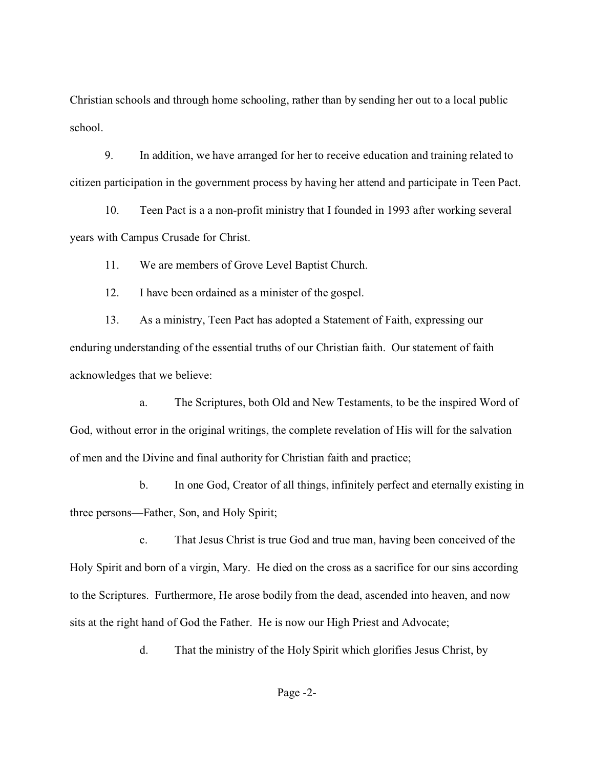Christian schools and through home schooling, rather than by sending her out to a local public school.

9. In addition, we have arranged for her to receive education and training related to citizen participation in the government process by having her attend and participate in Teen Pact.

10. Teen Pact is a a non-profit ministry that I founded in 1993 after working several years with Campus Crusade for Christ.

11. We are members of Grove Level Baptist Church.

12. I have been ordained as a minister of the gospel.

13. As a ministry, Teen Pact has adopted a Statement of Faith, expressing our enduring understanding of the essential truths of our Christian faith. Our statement of faith acknowledges that we believe:

a. The Scriptures, both Old and New Testaments, to be the inspired Word of God, without error in the original writings, the complete revelation of His will for the salvation of men and the Divine and final authority for Christian faith and practice;

b. In one God, Creator of all things, infinitely perfect and eternally existing in three persons—Father, Son, and Holy Spirit;

c. That Jesus Christ is true God and true man, having been conceived of the Holy Spirit and born of a virgin, Mary. He died on the cross as a sacrifice for our sins according to the Scriptures. Furthermore, He arose bodily from the dead, ascended into heaven, and now sits at the right hand of God the Father. He is now our High Priest and Advocate;

d. That the ministry of the Holy Spirit which glorifies Jesus Christ, by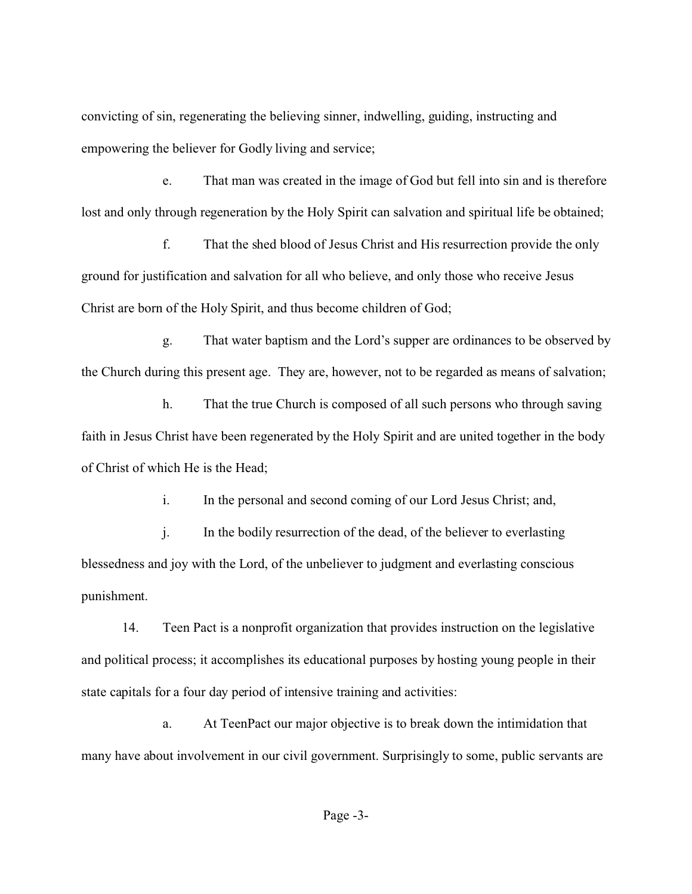convicting of sin, regenerating the believing sinner, indwelling, guiding, instructing and empowering the believer for Godly living and service;

e. That man was created in the image of God but fell into sin and is therefore lost and only through regeneration by the Holy Spirit can salvation and spiritual life be obtained;

f. That the shed blood of Jesus Christ and His resurrection provide the only ground for justification and salvation for all who believe, and only those who receive Jesus Christ are born of the Holy Spirit, and thus become children of God;

g. That water baptism and the Lord's supper are ordinances to be observed by the Church during this present age. They are, however, not to be regarded as means of salvation;

h. That the true Church is composed of all such persons who through saving faith in Jesus Christ have been regenerated by the Holy Spirit and are united together in the body of Christ of which He is the Head;

i. In the personal and second coming of our Lord Jesus Christ; and,

j. In the bodily resurrection of the dead, of the believer to everlasting blessedness and joy with the Lord, of the unbeliever to judgment and everlasting conscious punishment.

14. Teen Pact is a nonprofit organization that provides instruction on the legislative and political process; it accomplishes its educational purposes by hosting young people in their state capitals for a four day period of intensive training and activities:

a. At TeenPact our major objective is to break down the intimidation that many have about involvement in our civil government. Surprisingly to some, public servants are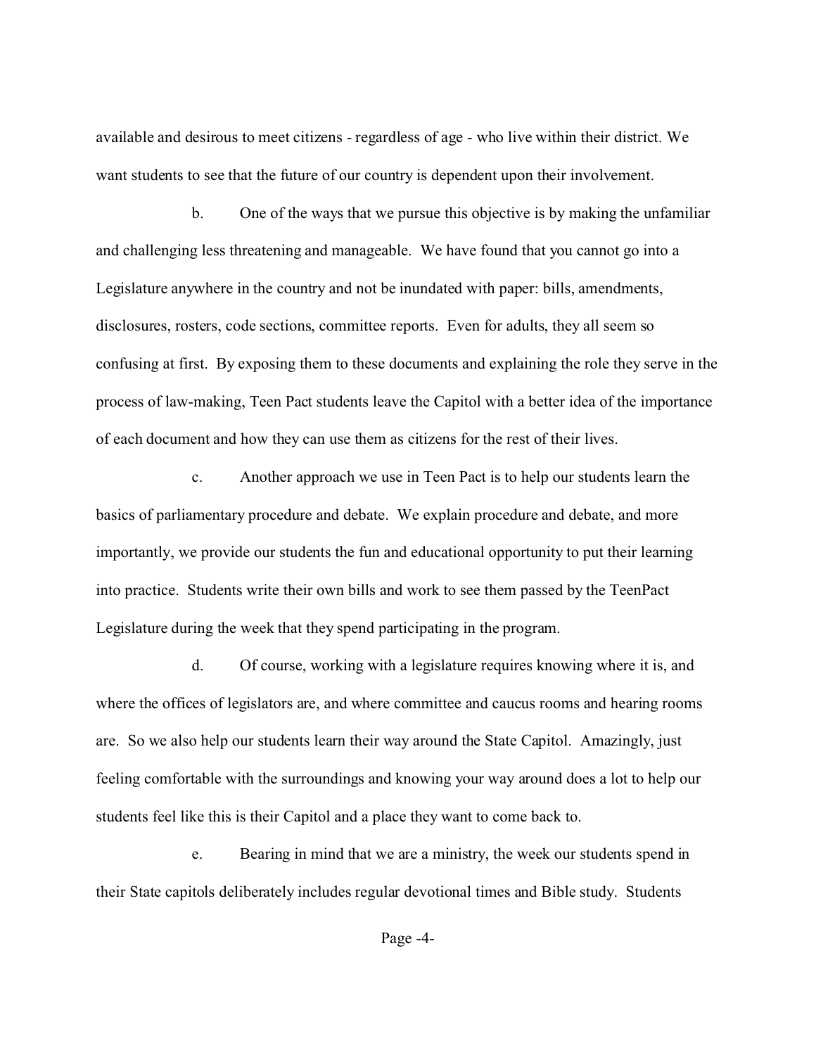available and desirous to meet citizens - regardless of age - who live within their district. We want students to see that the future of our country is dependent upon their involvement.

b. One of the ways that we pursue this objective is by making the unfamiliar and challenging less threatening and manageable. We have found that you cannot go into a Legislature anywhere in the country and not be inundated with paper: bills, amendments, disclosures, rosters, code sections, committee reports. Even for adults, they all seem so confusing at first. By exposing them to these documents and explaining the role they serve in the process of law-making, Teen Pact students leave the Capitol with a better idea of the importance of each document and how they can use them as citizens for the rest of their lives.

c. Another approach we use in Teen Pact is to help our students learn the basics of parliamentary procedure and debate. We explain procedure and debate, and more importantly, we provide our students the fun and educational opportunity to put their learning into practice. Students write their own bills and work to see them passed by the TeenPact Legislature during the week that they spend participating in the program.

d. Of course, working with a legislature requires knowing where it is, and where the offices of legislators are, and where committee and caucus rooms and hearing rooms are. So we also help our students learn their way around the State Capitol. Amazingly, just feeling comfortable with the surroundings and knowing your way around does a lot to help our students feel like this is their Capitol and a place they want to come back to.

e. Bearing in mind that we are a ministry, the week our students spend in their State capitols deliberately includes regular devotional times and Bible study. Students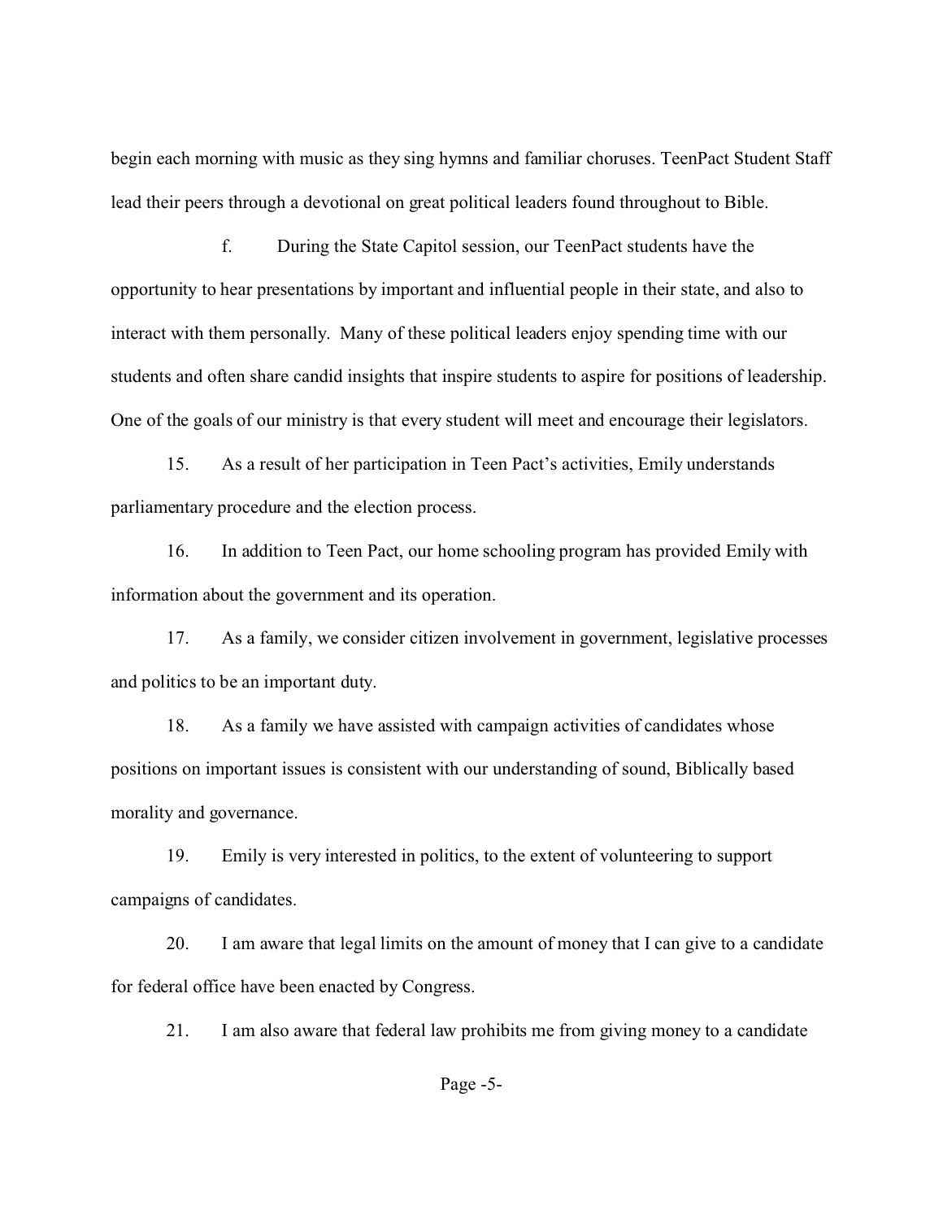begin each morning with music as they sing hymns and familiar choruses. TeenPact Student Staff lead their peers through a devotional on great political leaders found throughout to Bible.

f. During the State Capitol session, our TeenPact students have the opportunity to hear presentations by important and influential people in their state, and also to interact with them personally. Many of these political leaders enjoy spending time with our students and often share candid insights that inspire students to aspire for positions of leadership. One of the goals of our ministry is that every student will meet and encourage their legislators.

15. As a result of her participation in Teen Pact's activities, Emily understands parliamentary procedure and the election process.

16. In addition to Teen Pact, our home schooling program has provided Emily with information about the government and its operation.

17. As a family, we consider citizen involvement in government, legislative processes and politics to be an important duty.

18. As a family we have assisted with campaign activities of candidates whose positions on important issues is consistent with our understanding of sound, Biblically based morality and governance.

19. Emily is very interested in politics, to the extent of volunteering to support campaigns of candidates.

20. I am aware that legal limits on the amount of money that I can give to a candidate for federal office have been enacted by Congress.

21. I am also aware that federal law prohibits me from giving money to a candidate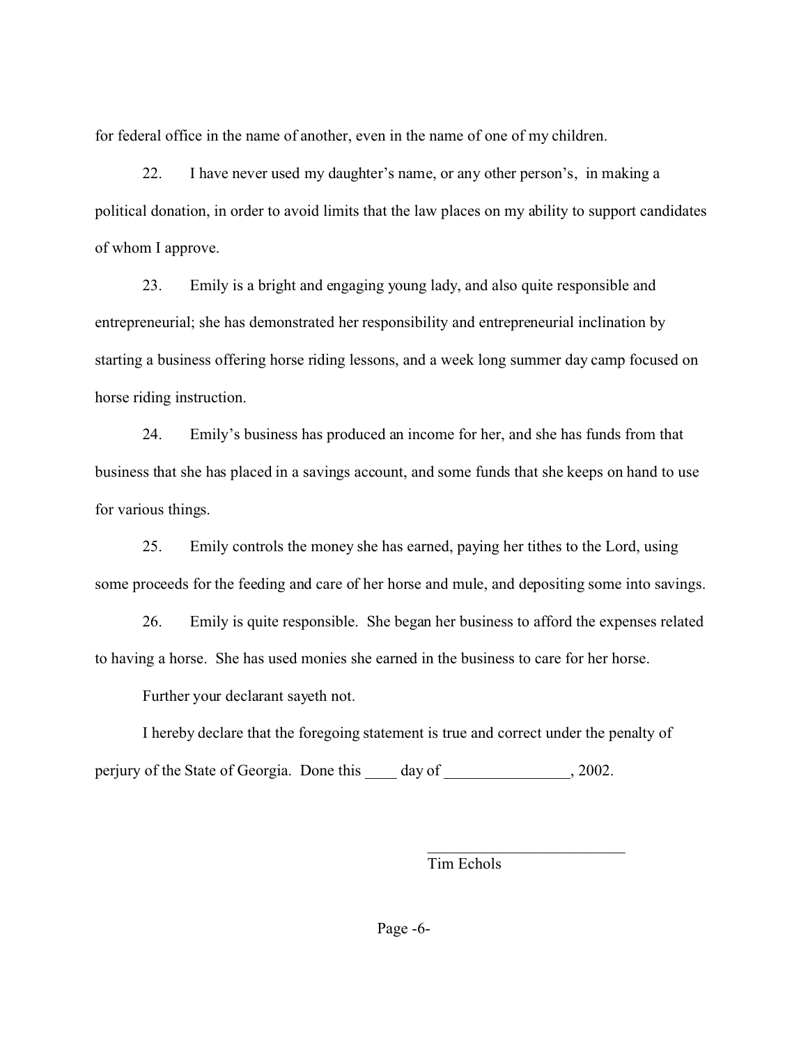for federal office in the name of another, even in the name of one of my children.

22. I have never used my daughter's name, or any other person's, in making a political donation, in order to avoid limits that the law places on my ability to support candidates of whom I approve.

23. Emily is a bright and engaging young lady, and also quite responsible and entrepreneurial; she has demonstrated her responsibility and entrepreneurial inclination by starting a business offering horse riding lessons, and a week long summer day camp focused on horse riding instruction.

24. Emily's business has produced an income for her, and she has funds from that business that she has placed in a savings account, and some funds that she keeps on hand to use for various things.

25. Emily controls the money she has earned, paying her tithes to the Lord, using some proceeds for the feeding and care of her horse and mule, and depositing some into savings.

26. Emily is quite responsible. She began her business to afford the expenses related to having a horse. She has used monies she earned in the business to care for her horse.

Further your declarant sayeth not.

I hereby declare that the foregoing statement is true and correct under the penalty of perjury of the State of Georgia. Done this ____ day of ________________, 2002.

_________________________
Tim Echols